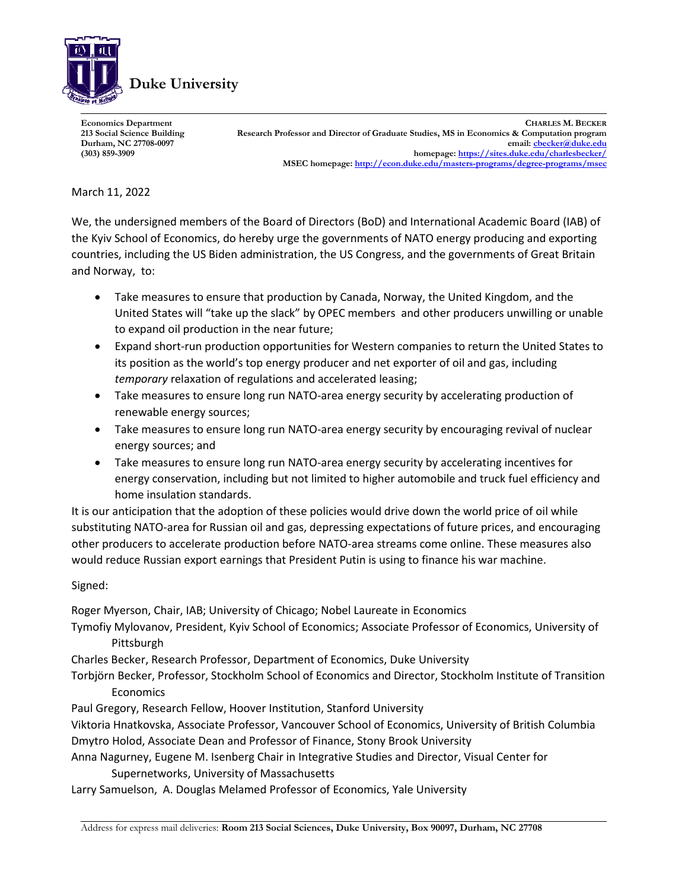**Duke University**

**Economics Department**
**213 Social Science Building**
**Durham, NC 27708-0097**
**(303) 859-3909**

**CHARLES M. BECKER**
**Research Professor and Director of Graduate Studies, MS in Economics & Computation program**
**email: cbecker@duke.edu**
**homepage: https://sites.duke.edu/charlesbecker/**
**MSEC homepage: http://econ.duke.edu/masters-programs/degree-programs/msec**

March 11, 2022

We, the undersigned members of the Board of Directors (BoD) and International Academic Board (IAB) of the Kyiv School of Economics, do hereby urge the governments of NATO energy producing and exporting countries, including the US Biden administration, the US Congress, and the governments of Great Britain and Norway, to:

- Take measures to ensure that production by Canada, Norway, the United Kingdom, and the United States will "take up the slack" by OPEC members and other producers unwilling or unable to expand oil production in the near future;
- Expand short-run production opportunities for Western companies to return the United States to its position as the world's top energy producer and net exporter of oil and gas, including *temporary* relaxation of regulations and accelerated leasing;
- Take measures to ensure long run NATO-area energy security by accelerating production of renewable energy sources;
- Take measures to ensure long run NATO-area energy security by encouraging revival of nuclear energy sources; and
- Take measures to ensure long run NATO-area energy security by accelerating incentives for energy conservation, including but not limited to higher automobile and truck fuel efficiency and home insulation standards.

It is our anticipation that the adoption of these policies would drive down the world price of oil while substituting NATO-area for Russian oil and gas, depressing expectations of future prices, and encouraging other producers to accelerate production before NATO-area streams come online. These measures also would reduce Russian export earnings that President Putin is using to finance his war machine.

Signed:

Roger Myerson, Chair, IAB; University of Chicago; Nobel Laureate in Economics
Tymofiy Mylovanov, President, Kyiv School of Economics; Associate Professor of Economics, University of Pittsburgh
Charles Becker, Research Professor, Department of Economics, Duke University
Torbjörn Becker, Professor, Stockholm School of Economics and Director, Stockholm Institute of Transition Economics
Paul Gregory, Research Fellow, Hoover Institution, Stanford University
Viktoria Hnatkovska, Associate Professor, Vancouver School of Economics, University of British Columbia
Dmytro Holod, Associate Dean and Professor of Finance, Stony Brook University
Anna Nagurney, Eugene M. Isenberg Chair in Integrative Studies and Director, Visual Center for Supernetworks, University of Massachusetts
Larry Samuelson, A. Douglas Melamed Professor of Economics, Yale University

Address for express mail deliveries: **Room 213 Social Sciences, Duke University, Box 90097, Durham, NC 27708**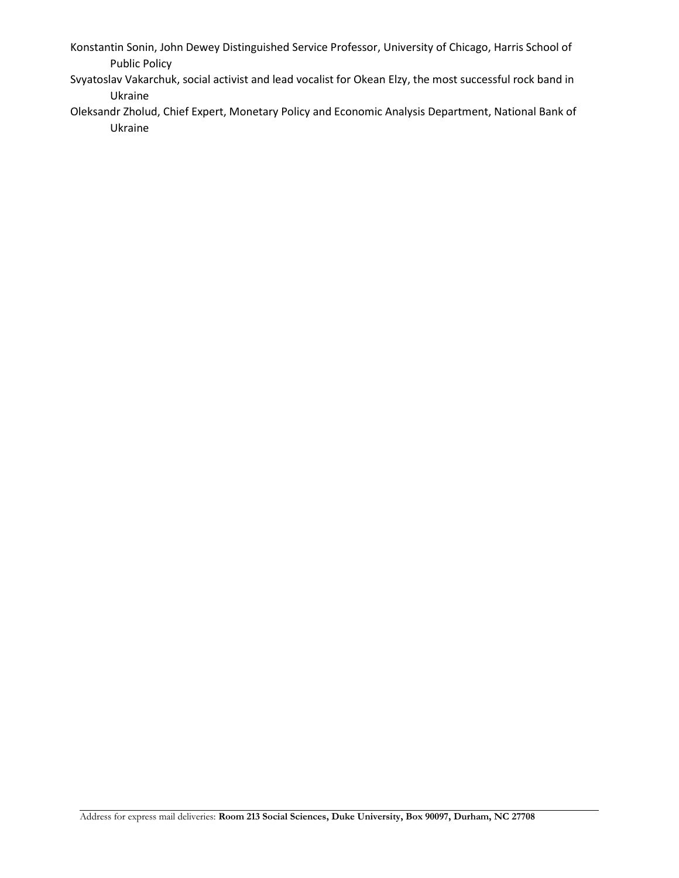Konstantin Sonin, John Dewey Distinguished Service Professor, University of Chicago, Harris School of Public Policy

Svyatoslav Vakarchuk, social activist and lead vocalist for Okean Elzy, the most successful rock band in Ukraine

Oleksandr Zholud, Chief Expert, Monetary Policy and Economic Analysis Department, National Bank of Ukraine

Address for express mail deliveries: **Room 213 Social Sciences, Duke University, Box 90097, Durham, NC 27708**